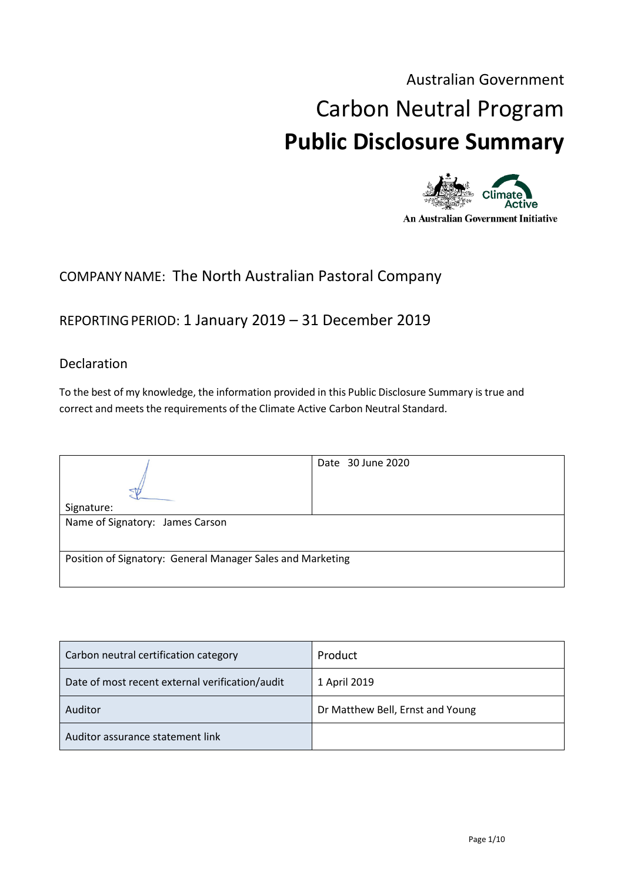Australian Government

# Carbon Neutral Program

# Public Disclosure Summary

An Australian Government Initiative

COMPANY NAME: The North Australian Pastoral Company

REPORTING PERIOD: 1 January 2019 – 31 December 2019

## Declaration

To the best of my knowledge, the information provided in this Public Disclosure Summary is true and correct and meets the requirements of the Climate Active Carbon Neutral Standard.

| Signature: | Date 30 June 2020 |
|---|---|
| Name of Signatory: James Carson | |
| Position of Signatory: General Manager Sales and Marketing | |

| Carbon neutral certification category | Product |
|---|---|
| Date of most recent external verification/audit | 1 April 2019 |
| Auditor | Dr Matthew Bell, Ernst and Young |
| Auditor assurance statement link | |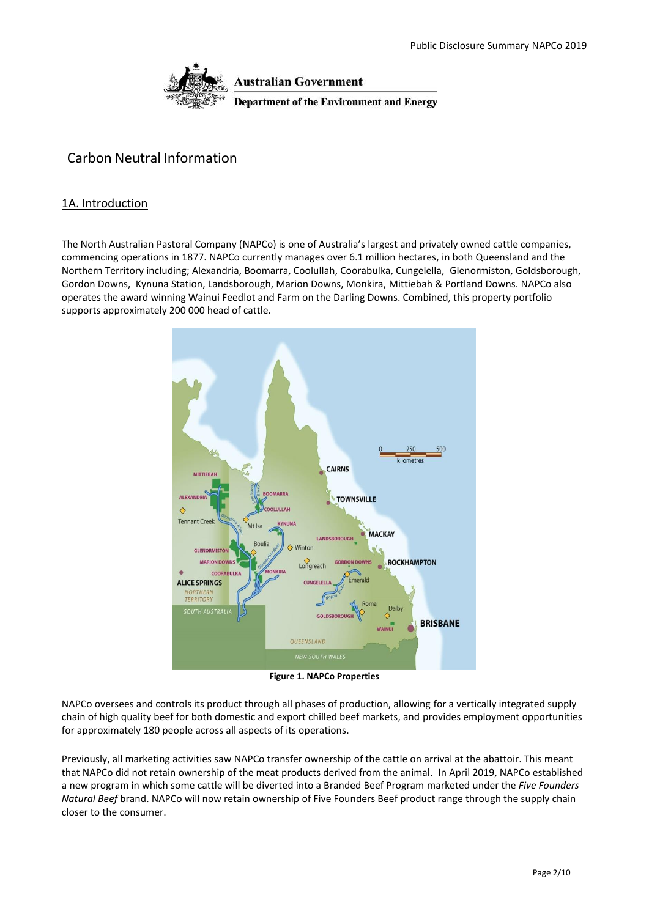Australian Government

Department of the Environment and Energy

# Carbon Neutral Information

## 1A. Introduction

The North Australian Pastoral Company (NAPCo) is one of Australia's largest and privately owned cattle companies, commencing operations in 1877. NAPCo currently manages over 6.1 million hectares, in both Queensland and the Northern Territory including; Alexandria, Boomarra, Coolullah, Coorabulka, Cungelella, Glenormiston, Goldsborough, Gordon Downs, Kynuna Station, Landsborough, Marion Downs, Monkira, Mittiebah & Portland Downs. NAPCo also operates the award winning Wainui Feedlot and Farm on the Darling Downs. Combined, this property portfolio supports approximately 200 000 head of cattle.

**Figure 1. NAPCo Properties**

NAPCo oversees and controls its product through all phases of production, allowing for a vertically integrated supply chain of high quality beef for both domestic and export chilled beef markets, and provides employment opportunities for approximately 180 people across all aspects of its operations.

Previously, all marketing activities saw NAPCo transfer ownership of the cattle on arrival at the abattoir. This meant that NAPCo did not retain ownership of the meat products derived from the animal. In April 2019, NAPCo established a new program in which some cattle will be diverted into a Branded Beef Program marketed under the *Five Founders Natural Beef* brand. NAPCo will now retain ownership of Five Founders Beef product range through the supply chain closer to the consumer.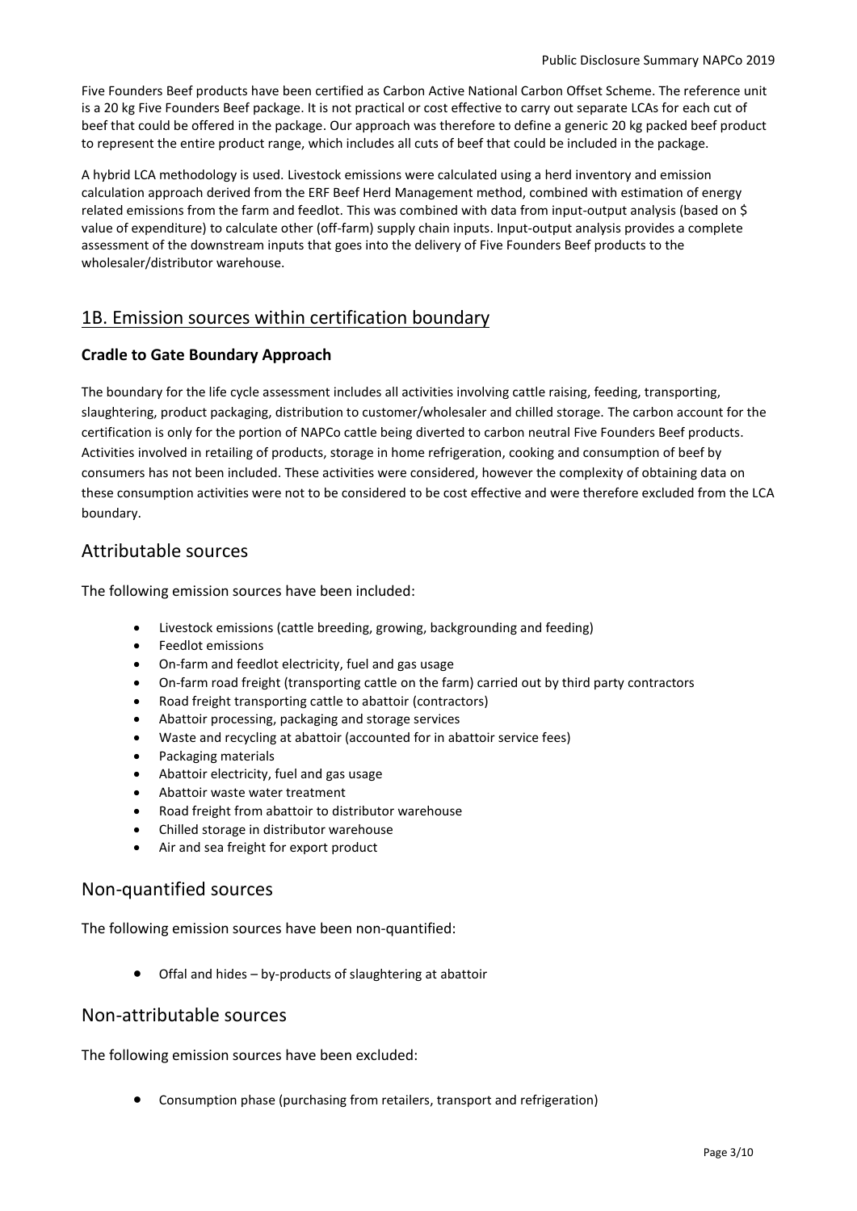Five Founders Beef products have been certified as Carbon Active National Carbon Offset Scheme. The reference unit is a 20 kg Five Founders Beef package. It is not practical or cost effective to carry out separate LCAs for each cut of beef that could be offered in the package. Our approach was therefore to define a generic 20 kg packed beef product to represent the entire product range, which includes all cuts of beef that could be included in the package.

A hybrid LCA methodology is used. Livestock emissions were calculated using a herd inventory and emission calculation approach derived from the ERF Beef Herd Management method, combined with estimation of energy related emissions from the farm and feedlot. This was combined with data from input-output analysis (based on $ value of expenditure) to calculate other (off-farm) supply chain inputs. Input-output analysis provides a complete assessment of the downstream inputs that goes into the delivery of Five Founders Beef products to the wholesaler/distributor warehouse.

## 1B. Emission sources within certification boundary

### Cradle to Gate Boundary Approach

The boundary for the life cycle assessment includes all activities involving cattle raising, feeding, transporting, slaughtering, product packaging, distribution to customer/wholesaler and chilled storage. The carbon account for the certification is only for the portion of NAPCo cattle being diverted to carbon neutral Five Founders Beef products. Activities involved in retailing of products, storage in home refrigeration, cooking and consumption of beef by consumers has not been included. These activities were considered, however the complexity of obtaining data on these consumption activities were not to be considered to be cost effective and were therefore excluded from the LCA boundary.

## Attributable sources

The following emission sources have been included:

- Livestock emissions (cattle breeding, growing, backgrounding and feeding)
- Feedlot emissions
- On-farm and feedlot electricity, fuel and gas usage
- On-farm road freight (transporting cattle on the farm) carried out by third party contractors
- Road freight transporting cattle to abattoir (contractors)
- Abattoir processing, packaging and storage services
- Waste and recycling at abattoir (accounted for in abattoir service fees)
- Packaging materials
- Abattoir electricity, fuel and gas usage
- Abattoir waste water treatment
- Road freight from abattoir to distributor warehouse
- Chilled storage in distributor warehouse
- Air and sea freight for export product

## Non-quantified sources

The following emission sources have been non-quantified:

- Offal and hides – by-products of slaughtering at abattoir

## Non-attributable sources

The following emission sources have been excluded:

- Consumption phase (purchasing from retailers, transport and refrigeration)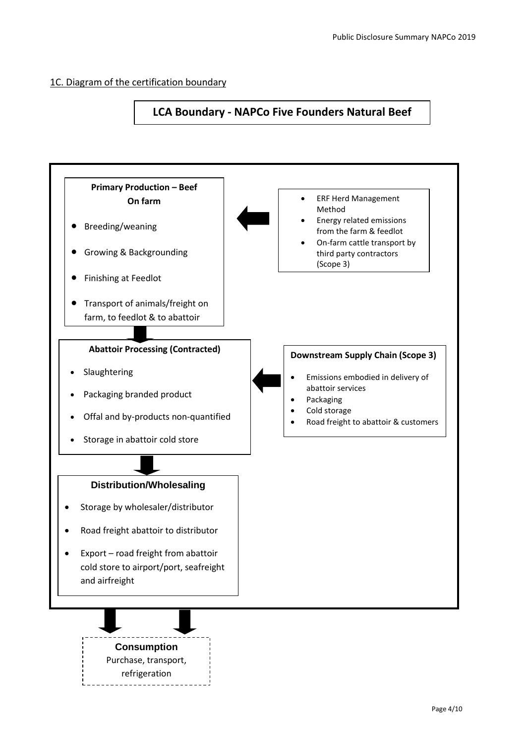## 1C. Diagram of the certification boundary

### LCA Boundary - NAPCo Five Founders Natural Beef

**Primary Production – Beef On farm**

- Breeding/weaning
- Growing & Backgrounding
- Finishing at Feedlot
- Transport of animals/freight on farm, to feedlot & to abattoir

- ERF Herd Management Method
- Energy related emissions from the farm & feedlot
- On-farm cattle transport by third party contractors (Scope 3)

**Abattoir Processing (Contracted)**

- Slaughtering
- Packaging branded product
- Offal and by-products non-quantified
- Storage in abattoir cold store

**Downstream Supply Chain (Scope 3)**

- Emissions embodied in delivery of abattoir services
- Packaging
- Cold storage
- Road freight to abattoir & customers

**Distribution/Wholesaling**

- Storage by wholesaler/distributor
- Road freight abattoir to distributor
- Export – road freight from abattoir cold store to airport/port, seafreight and airfreight

**Consumption**

Purchase, transport, refrigeration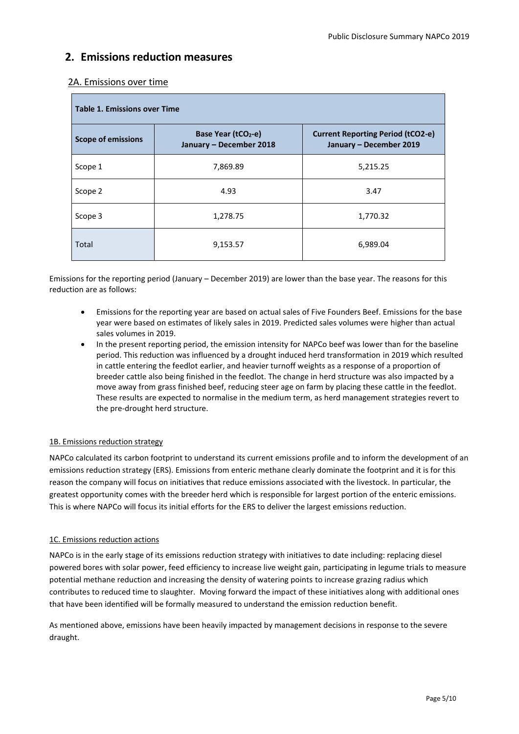## 2. Emissions reduction measures

### 2A. Emissions over time

| Table 1. Emissions over Time | | |
|---|---|---|
| **Scope of emissions** | **Base Year ($tCO_2$-e) January – December 2018** | **Current Reporting Period (tCO2-e) January – December 2019** |
| Scope 1 | 7,869.89 | 5,215.25 |
| Scope 2 | 4.93 | 3.47 |
| Scope 3 | 1,278.75 | 1,770.32 |
| Total | 9,153.57 | 6,989.04 |

Emissions for the reporting period (January – December 2019) are lower than the base year. The reasons for this reduction are as follows:

- Emissions for the reporting year are based on actual sales of Five Founders Beef. Emissions for the base year were based on estimates of likely sales in 2019. Predicted sales volumes were higher than actual sales volumes in 2019.
- In the present reporting period, the emission intensity for NAPCo beef was lower than for the baseline period. This reduction was influenced by a drought induced herd transformation in 2019 which resulted in cattle entering the feedlot earlier, and heavier turnoff weights as a response of a proportion of breeder cattle also being finished in the feedlot. The change in herd structure was also impacted by a move away from grass finished beef, reducing steer age on farm by placing these cattle in the feedlot. These results are expected to normalise in the medium term, as herd management strategies revert to the pre-drought herd structure.

### 1B. Emissions reduction strategy

NAPCo calculated its carbon footprint to understand its current emissions profile and to inform the development of an emissions reduction strategy (ERS). Emissions from enteric methane clearly dominate the footprint and it is for this reason the company will focus on initiatives that reduce emissions associated with the livestock. In particular, the greatest opportunity comes with the breeder herd which is responsible for largest portion of the enteric emissions. This is where NAPCo will focus its initial efforts for the ERS to deliver the largest emissions reduction.

### 1C. Emissions reduction actions

NAPCo is in the early stage of its emissions reduction strategy with initiatives to date including: replacing diesel powered bores with solar power, feed efficiency to increase live weight gain, participating in legume trials to measure potential methane reduction and increasing the density of watering points to increase grazing radius which contributes to reduced time to slaughter. Moving forward the impact of these initiatives along with additional ones that have been identified will be formally measured to understand the emission reduction benefit.

As mentioned above, emissions have been heavily impacted by management decisions in response to the severe draught.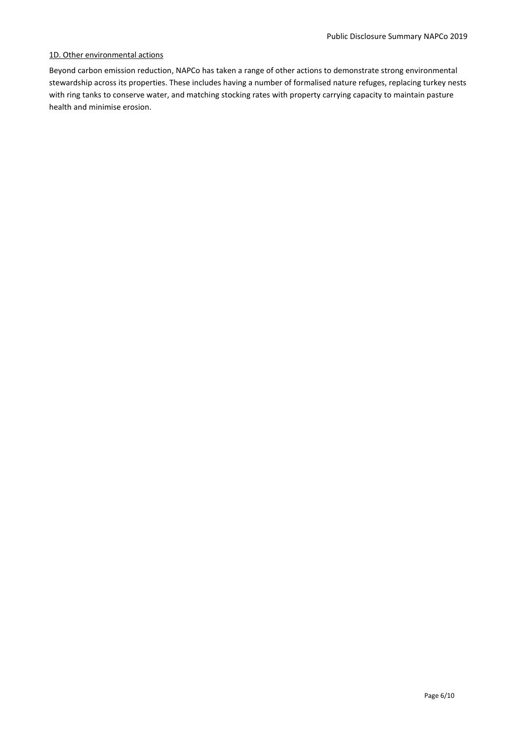### 1D. Other environmental actions

Beyond carbon emission reduction, NAPCo has taken a range of other actions to demonstrate strong environmental stewardship across its properties. These includes having a number of formalised nature refuges, replacing turkey nests with ring tanks to conserve water, and matching stocking rates with property carrying capacity to maintain pasture health and minimise erosion.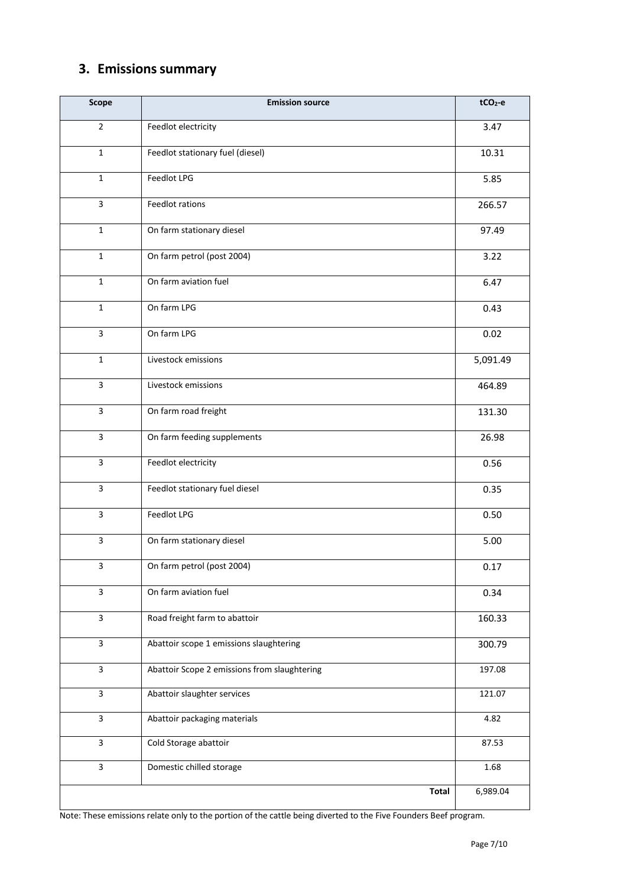## 3. Emissions summary

| Scope | Emission source | $tCO_2$-e |
|---|---|---|
| 2 | Feedlot electricity | 3.47 |
| 1 | Feedlot stationary fuel (diesel) | 10.31 |
| 1 | Feedlot LPG | 5.85 |
| 3 | Feedlot rations | 266.57 |
| 1 | On farm stationary diesel | 97.49 |
| 1 | On farm petrol (post 2004) | 3.22 |
| 1 | On farm aviation fuel | 6.47 |
| 1 | On farm LPG | 0.43 |
| 3 | On farm LPG | 0.02 |
| 1 | Livestock emissions | 5,091.49 |
| 3 | Livestock emissions | 464.89 |
| 3 | On farm road freight | 131.30 |
| 3 | On farm feeding supplements | 26.98 |
| 3 | Feedlot electricity | 0.56 |
| 3 | Feedlot stationary fuel diesel | 0.35 |
| 3 | Feedlot LPG | 0.50 |
| 3 | On farm stationary diesel | 5.00 |
| 3 | On farm petrol (post 2004) | 0.17 |
| 3 | On farm aviation fuel | 0.34 |
| 3 | Road freight farm to abattoir | 160.33 |
| 3 | Abattoir scope 1 emissions slaughtering | 300.79 |
| 3 | Abattoir Scope 2 emissions from slaughtering | 197.08 |
| 3 | Abattoir slaughter services | 121.07 |
| 3 | Abattoir packaging materials | 4.82 |
| 3 | Cold Storage abattoir | 87.53 |
| 3 | Domestic chilled storage | 1.68 |
| | **Total** | 6,989.04 |

Note: These emissions relate only to the portion of the cattle being diverted to the Five Founders Beef program.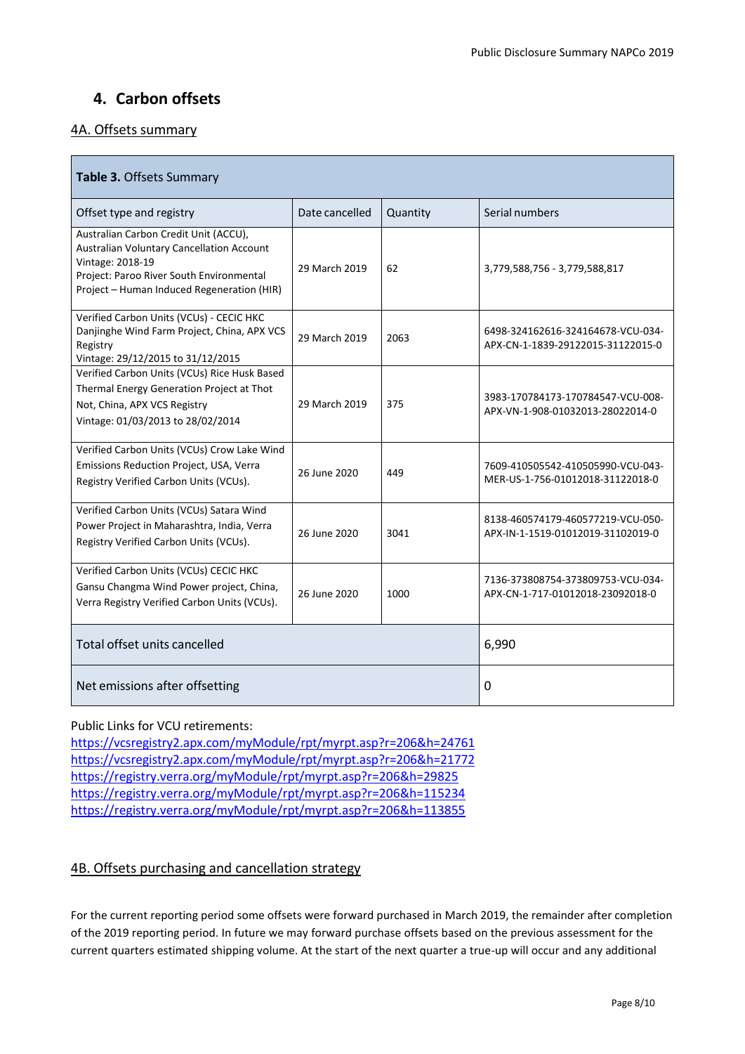## 4. Carbon offsets

### 4A. Offsets summary

**Table 3.** Offsets Summary

| Offset type and registry | Date cancelled | Quantity | Serial numbers |
|---|---|---|---|
| Australian Carbon Credit Unit (ACCU), Australian Voluntary Cancellation Account<br>Vintage: 2018-19<br>Project: Paroo River South Environmental Project – Human Induced Regeneration (HIR) | 29 March 2019 | 62 | 3,779,588,756 - 3,779,588,817 |
| Verified Carbon Units (VCUs) - CECIC HKC Danjinghe Wind Farm Project, China, APX VCS Registry<br>Vintage: 29/12/2015 to 31/12/2015 | 29 March 2019 | 2063 | 6498-324162616-324164678-VCU-034-APX-CN-1-1839-29122015-31122015-0 |
| Verified Carbon Units (VCUs) Rice Husk Based Thermal Energy Generation Project at Thot Not, China, APX VCS Registry<br>Vintage: 01/03/2013 to 28/02/2014 | 29 March 2019 | 375 | 3983-170784173-170784547-VCU-008-APX-VN-1-908-01032013-28022014-0 |
| Verified Carbon Units (VCUs) Crow Lake Wind Emissions Reduction Project, USA, Verra Registry Verified Carbon Units (VCUs). | 26 June 2020 | 449 | 7609-410505542-410505990-VCU-043-MER-US-1-756-01012018-31122018-0 |
| Verified Carbon Units (VCUs) Satara Wind Power Project in Maharashtra, India, Verra Registry Verified Carbon Units (VCUs). | 26 June 2020 | 3041 | 8138-460574179-460577219-VCU-050-APX-IN-1-1519-01012019-31102019-0 |
| Verified Carbon Units (VCUs) CECIC HKC Gansu Changma Wind Power project, China, Verra Registry Verified Carbon Units (VCUs). | 26 June 2020 | 1000 | 7136-373808754-373809753-VCU-034-APX-CN-1-717-01012018-23092018-0 |
| Total offset units cancelled | | | 6,990 |
| Net emissions after offsetting | | | 0 |

Public Links for VCU retirements:
https://vcsregistry2.apx.com/myModule/rpt/myrpt.asp?r=206&h=24761
https://vcsregistry2.apx.com/myModule/rpt/myrpt.asp?r=206&h=21772
https://registry.verra.org/myModule/rpt/myrpt.asp?r=206&h=29825
https://registry.verra.org/myModule/rpt/myrpt.asp?r=206&h=115234
https://registry.verra.org/myModule/rpt/myrpt.asp?r=206&h=113855

### 4B. Offsets purchasing and cancellation strategy

For the current reporting period some offsets were forward purchased in March 2019, the remainder after completion of the 2019 reporting period. In future we may forward purchase offsets based on the previous assessment for the current quarters estimated shipping volume. At the start of the next quarter a true-up will occur and any additional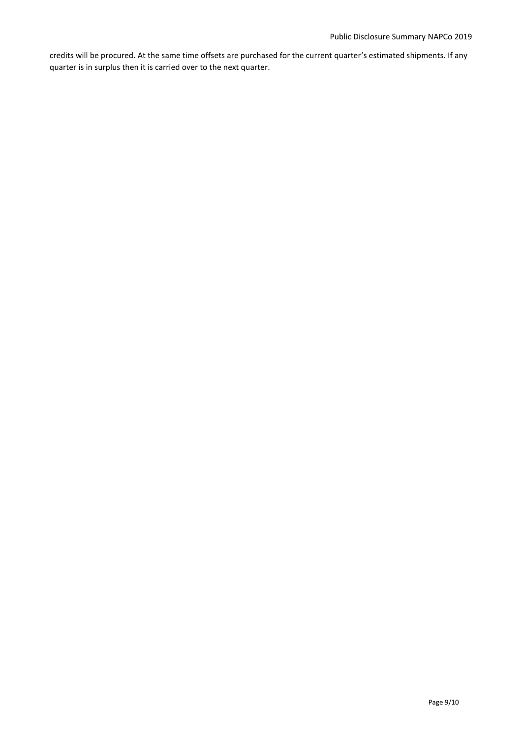credits will be procured. At the same time offsets are purchased for the current quarter's estimated shipments. If any quarter is in surplus then it is carried over to the next quarter.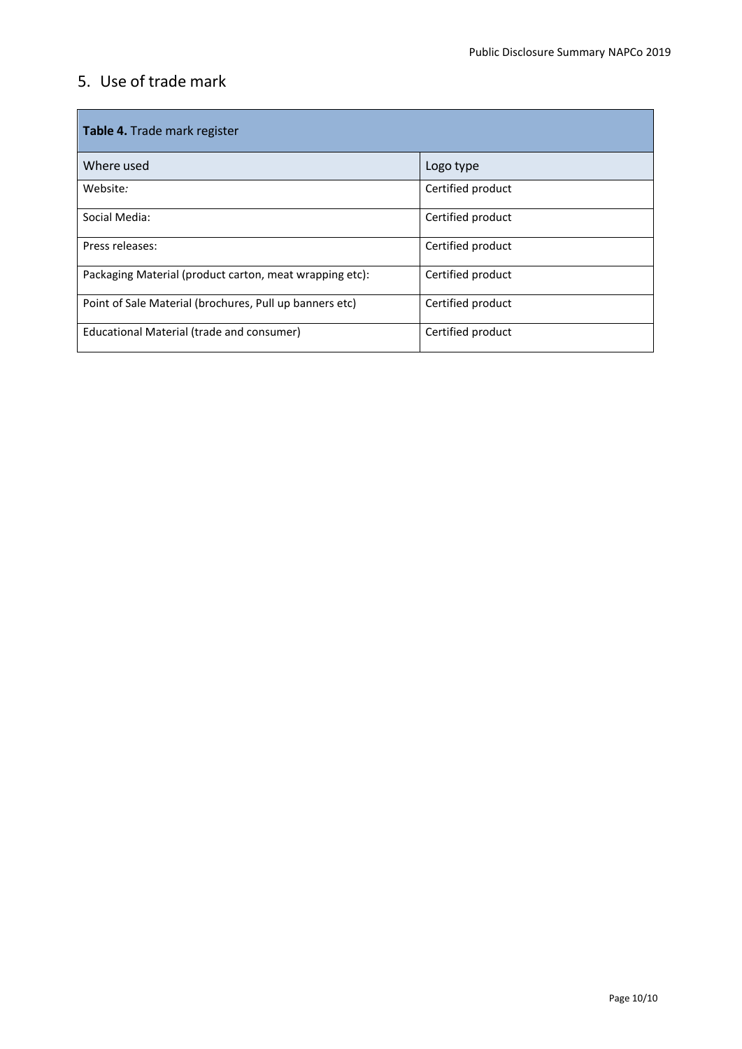## 5. Use of trade mark

| Table 4. Trade mark register | |
|---|---|
| Where used | Logo type |
| Website: | Certified product |
| Social Media: | Certified product |
| Press releases: | Certified product |
| Packaging Material (product carton, meat wrapping etc): | Certified product |
| Point of Sale Material (brochures, Pull up banners etc) | Certified product |
| Educational Material (trade and consumer) | Certified product |